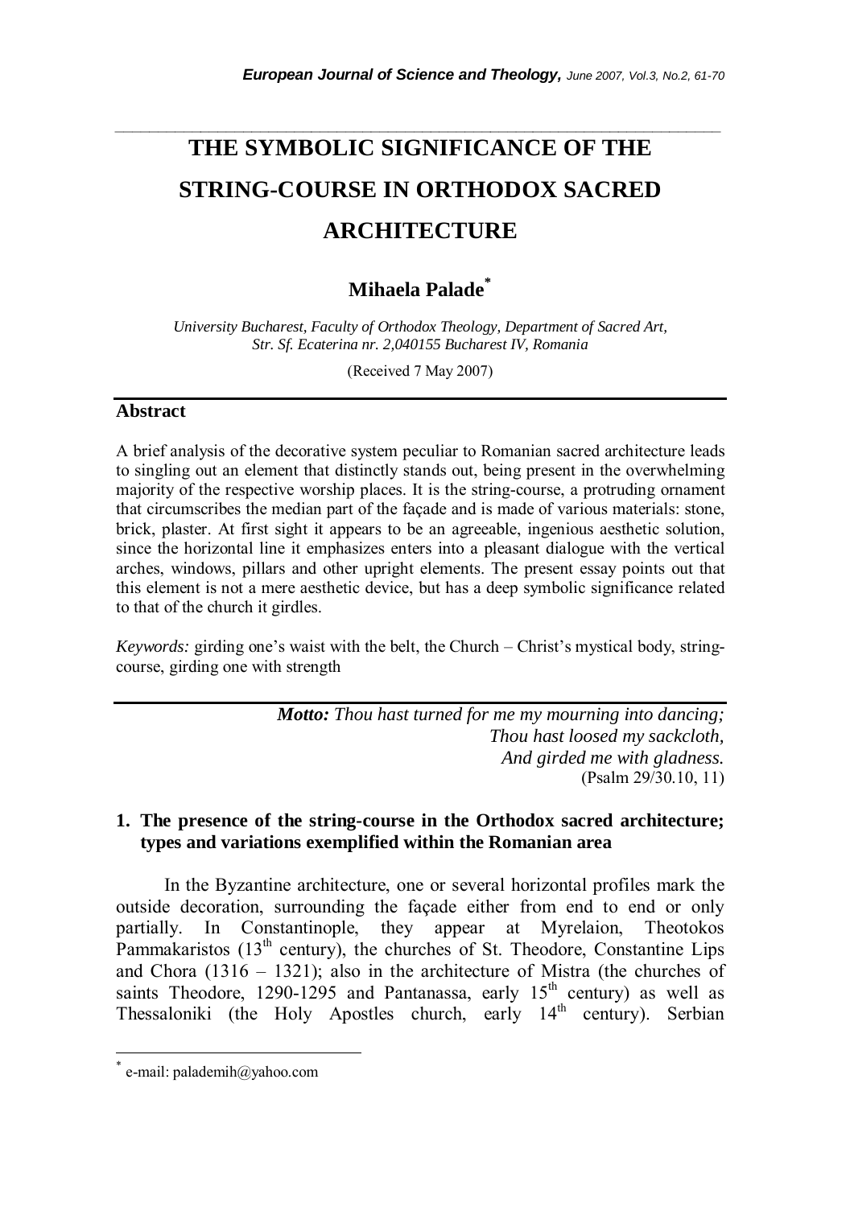# THE SYMBOLIC SIGNIFICANCE OF THE STRING-COURSE IN ORTHODOX SACRED ARCHITECTURE

## Mihaela Palade*

*University Bucharest, Faculty of Orthodox Theology, Department of Sacred Art, Str. Sf. Ecaterina nr. 2,040155 Bucharest IV, Romania*

(Received 7 May 2007)

### Abstract

A brief analysis of the decorative system peculiar to Romanian sacred architecture leads to singling out an element that distinctly stands out, being present in the overwhelming majority of the respective worship places. It is the string-course, a protruding ornament that circumscribes the median part of the façade and is made of various materials: stone, brick, plaster. At first sight it appears to be an agreeable, ingenious aesthetic solution, since the horizontal line it emphasizes enters into a pleasant dialogue with the vertical arches, windows, pillars and other upright elements. The present essay points out that this element is not a mere aesthetic device, but has a deep symbolic significance related to that of the church it girdles.

*Keywords:* girding one's waist with the belt, the Church – Christ's mystical body, string-course, girding one with strength

> ***Motto:*** *Thou hast turned for me my mourning into dancing;*
> *Thou hast loosed my sackcloth,*
> *And girded me with gladness.*
> (Psalm 29/30.10, 11)

## 1. The presence of the string-course in the Orthodox sacred architecture; types and variations exemplified within the Romanian area

In the Byzantine architecture, one or several horizontal profiles mark the outside decoration, surrounding the façade either from end to end or only partially. In Constantinople, they appear at Myrelaion, Theotokos Pammakaristos (13th century), the churches of St. Theodore, Constantine Lips and Chora (1316 – 1321); also in the architecture of Mistra (the churches of saints Theodore, 1290-1295 and Pantanassa, early 15th century) as well as Thessaloniki (the Holy Apostles church, early 14th century). Serbian

---

* e-mail: palademih@yahoo.com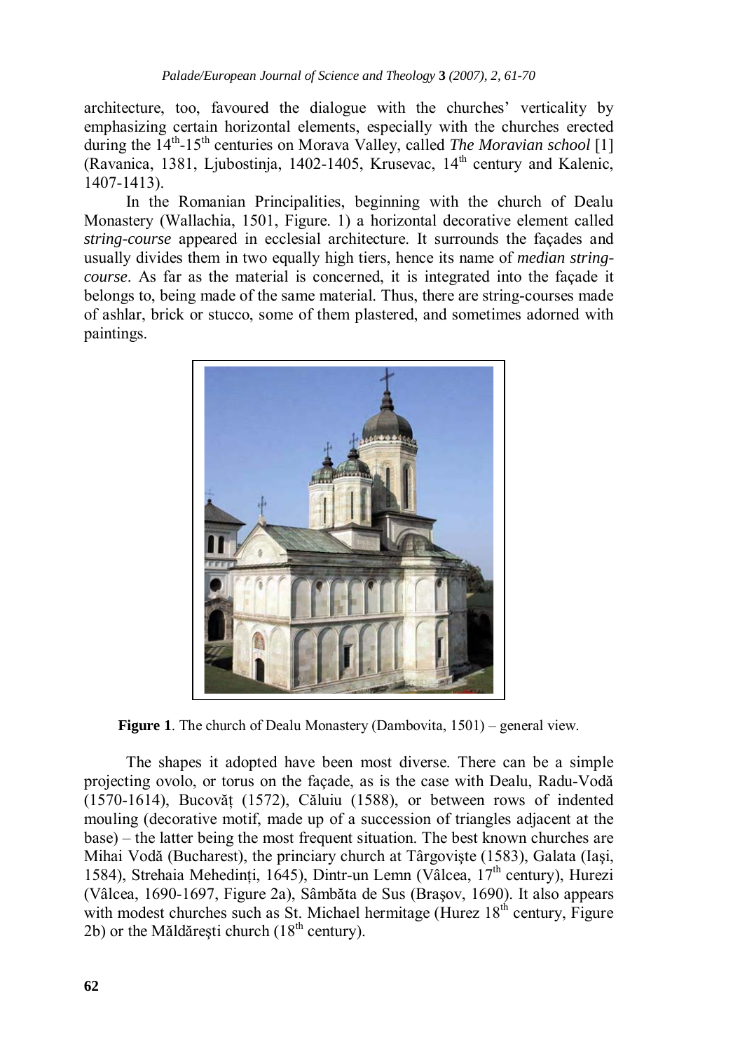architecture, too, favoured the dialogue with the churches' verticality by emphasizing certain horizontal elements, especially with the churches erected during the 14th-15th centuries on Morava Valley, called *The Moravian school* [1] (Ravanica, 1381, Ljubostinja, 1402-1405, Krusevac, 14th century and Kalenic, 1407-1413).

In the Romanian Principalities, beginning with the church of Dealu Monastery (Wallachia, 1501, Figure. 1) a horizontal decorative element called *string-course* appeared in ecclesial architecture. It surrounds the façades and usually divides them in two equally high tiers, hence its name of *median string-course*. As far as the material is concerned, it is integrated into the façade it belongs to, being made of the same material. Thus, there are string-courses made of ashlar, brick or stucco, some of them plastered, and sometimes adorned with paintings.

**Figure 1**. The church of Dealu Monastery (Dambovita, 1501) – general view.

The shapes it adopted have been most diverse. There can be a simple projecting ovolo, or torus on the façade, as is the case with Dealu, Radu-Vodă (1570-1614), Bucovăț (1572), Căluiu (1588), or between rows of indented mouling (decorative motif, made up of a succession of triangles adjacent at the base) – the latter being the most frequent situation. The best known churches are Mihai Vodă (Bucharest), the princiary church at Târgoviște (1583), Galata (Iaşi, 1584), Strehaia Mehedinți, 1645), Dintr-un Lemn (Vâlcea, 17th century), Hurezi (Vâlcea, 1690-1697, Figure 2a), Sâmbăta de Sus (Braşov, 1690). It also appears with modest churches such as St. Michael hermitage (Hurez 18th century, Figure 2b) or the Măldăreşti church (18th century).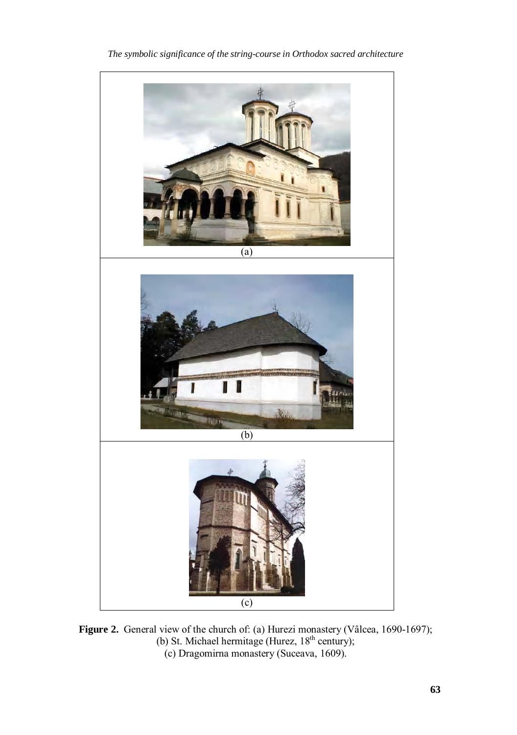(a)

(b)

(c)

**Figure 2.** General view of the church of: (a) Hurezi monastery (Vâlcea, 1690-1697); (b) St. Michael hermitage (Hurez, 18th century); (c) Dragomirna monastery (Suceava, 1609).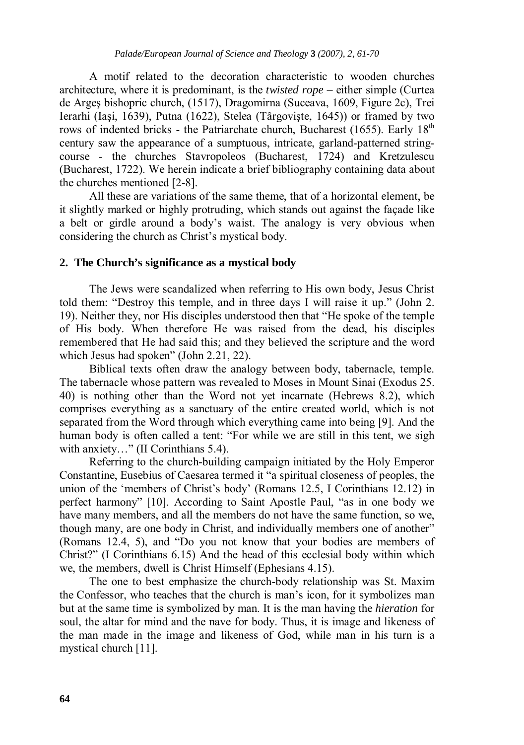A motif related to the decoration characteristic to wooden churches architecture, where it is predominant, is the *twisted rope* – either simple (Curtea de Argeş bishopric church, (1517), Dragomirna (Suceava, 1609, Figure 2c), Trei Ierarhi (Iaşi, 1639), Putna (1622), Stelea (Târgovişte, 1645)) or framed by two rows of indented bricks - the Patriarchate church, Bucharest (1655). Early 18th century saw the appearance of a sumptuous, intricate, garland-patterned string-course - the churches Stavropoleos (Bucharest, 1724) and Kretzulescu (Bucharest, 1722). We herein indicate a brief bibliography containing data about the churches mentioned [2-8].

All these are variations of the same theme, that of a horizontal element, be it slightly marked or highly protruding, which stands out against the façade like a belt or girdle around a body's waist. The analogy is very obvious when considering the church as Christ's mystical body.

## 2. The Church's significance as a mystical body

The Jews were scandalized when referring to His own body, Jesus Christ told them: "Destroy this temple, and in three days I will raise it up." (John 2. 19). Neither they, nor His disciples understood then that "He spoke of the temple of His body. When therefore He was raised from the dead, his disciples remembered that He had said this; and they believed the scripture and the word which Jesus had spoken" (John 2.21, 22).

Biblical texts often draw the analogy between body, tabernacle, temple. The tabernacle whose pattern was revealed to Moses in Mount Sinai (Exodus 25. 40) is nothing other than the Word not yet incarnate (Hebrews 8.2), which comprises everything as a sanctuary of the entire created world, which is not separated from the Word through which everything came into being [9]. And the human body is often called a tent: "For while we are still in this tent, we sigh with anxiety…" (II Corinthians 5.4).

Referring to the church-building campaign initiated by the Holy Emperor Constantine, Eusebius of Caesarea termed it "a spiritual closeness of peoples, the union of the 'members of Christ's body' (Romans 12.5, I Corinthians 12.12) in perfect harmony" [10]. According to Saint Apostle Paul, "as in one body we have many members, and all the members do not have the same function, so we, though many, are one body in Christ, and individually members one of another" (Romans 12.4, 5), and "Do you not know that your bodies are members of Christ?" (I Corinthians 6.15) And the head of this ecclesial body within which we, the members, dwell is Christ Himself (Ephesians 4.15).

The one to best emphasize the church-body relationship was St. Maxim the Confessor, who teaches that the church is man's icon, for it symbolizes man but at the same time is symbolized by man. It is the man having the *hieration* for soul, the altar for mind and the nave for body. Thus, it is image and likeness of the man made in the image and likeness of God, while man in his turn is a mystical church [11].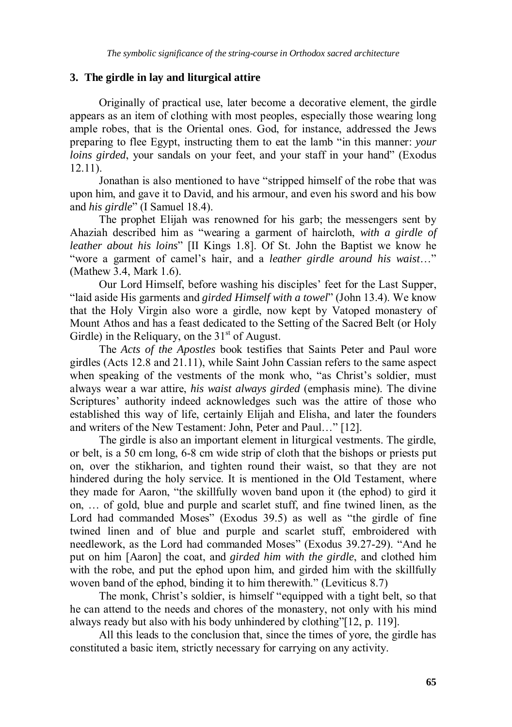## 3. The girdle in lay and liturgical attire

Originally of practical use, later become a decorative element, the girdle appears as an item of clothing with most peoples, especially those wearing long ample robes, that is the Oriental ones. God, for instance, addressed the Jews preparing to flee Egypt, instructing them to eat the lamb "in this manner: *your loins girded*, your sandals on your feet, and your staff in your hand" (Exodus 12.11).

Jonathan is also mentioned to have "stripped himself of the robe that was upon him, and gave it to David, and his armour, and even his sword and his bow and *his girdle*" (I Samuel 18.4).

The prophet Elijah was renowned for his garb; the messengers sent by Ahaziah described him as "wearing a garment of haircloth, *with a girdle of leather about his loins*" [II Kings 1.8]. Of St. John the Baptist we know he "wore a garment of camel's hair, and a *leather girdle around his waist*…" (Mathew 3.4, Mark 1.6).

Our Lord Himself, before washing his disciples' feet for the Last Supper, "laid aside His garments and *girded Himself with a towel*" (John 13.4). We know that the Holy Virgin also wore a girdle, now kept by Vatoped monastery of Mount Athos and has a feast dedicated to the Setting of the Sacred Belt (or Holy Girdle) in the Reliquary, on the 31st of August.

The *Acts of the Apostles* book testifies that Saints Peter and Paul wore girdles (Acts 12.8 and 21.11), while Saint John Cassian refers to the same aspect when speaking of the vestments of the monk who, "as Christ's soldier, must always wear a war attire, *his waist always girded* (emphasis mine). The divine Scriptures' authority indeed acknowledges such was the attire of those who established this way of life, certainly Elijah and Elisha, and later the founders and writers of the New Testament: John, Peter and Paul…" [12].

The girdle is also an important element in liturgical vestments. The girdle, or belt, is a 50 cm long, 6-8 cm wide strip of cloth that the bishops or priests put on, over the stikharion, and tighten round their waist, so that they are not hindered during the holy service. It is mentioned in the Old Testament, where they made for Aaron, "the skillfully woven band upon it (the ephod) to gird it on, … of gold, blue and purple and scarlet stuff, and fine twined linen, as the Lord had commanded Moses" (Exodus 39.5) as well as "the girdle of fine twined linen and of blue and purple and scarlet stuff, embroidered with needlework, as the Lord had commanded Moses" (Exodus 39.27-29). "And he put on him [Aaron] the coat, and *girded him with the girdle*, and clothed him with the robe, and put the ephod upon him, and girded him with the skillfully woven band of the ephod, binding it to him therewith." (Leviticus 8.7)

The monk, Christ's soldier, is himself "equipped with a tight belt, so that he can attend to the needs and chores of the monastery, not only with his mind always ready but also with his body unhindered by clothing"[12, p. 119].

All this leads to the conclusion that, since the times of yore, the girdle has constituted a basic item, strictly necessary for carrying on any activity.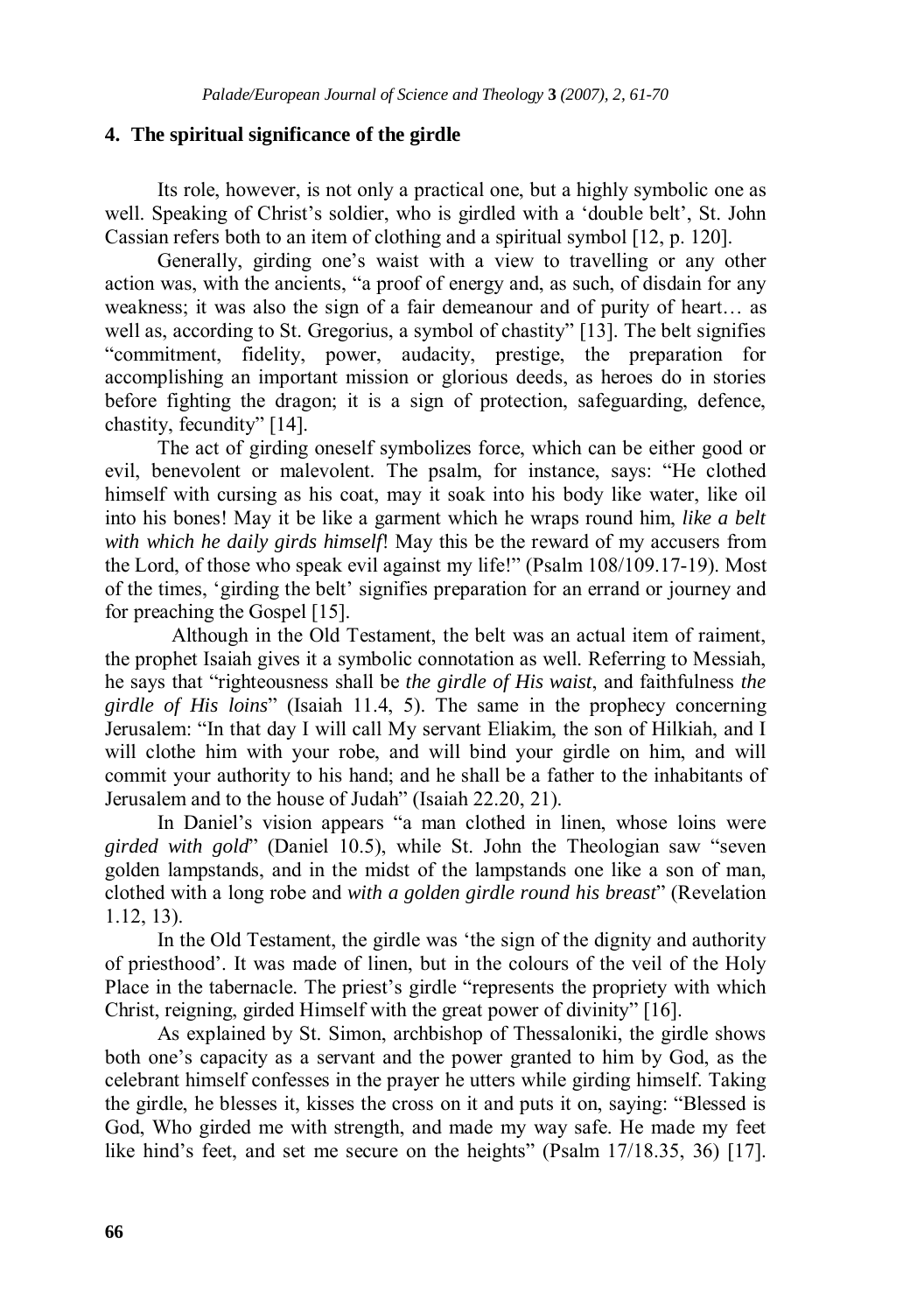## 4. The spiritual significance of the girdle

Its role, however, is not only a practical one, but a highly symbolic one as well. Speaking of Christ's soldier, who is girdled with a 'double belt', St. John Cassian refers both to an item of clothing and a spiritual symbol [12, p. 120].

Generally, girding one's waist with a view to travelling or any other action was, with the ancients, "a proof of energy and, as such, of disdain for any weakness; it was also the sign of a fair demeanour and of purity of heart… as well as, according to St. Gregorius, a symbol of chastity" [13]. The belt signifies "commitment, fidelity, power, audacity, prestige, the preparation for accomplishing an important mission or glorious deeds, as heroes do in stories before fighting the dragon; it is a sign of protection, safeguarding, defence, chastity, fecundity" [14].

The act of girding oneself symbolizes force, which can be either good or evil, benevolent or malevolent. The psalm, for instance, says: "He clothed himself with cursing as his coat, may it soak into his body like water, like oil into his bones! May it be like a garment which he wraps round him, *like a belt with which he daily girds himself*! May this be the reward of my accusers from the Lord, of those who speak evil against my life!" (Psalm 108/109.17-19). Most of the times, 'girding the belt' signifies preparation for an errand or journey and for preaching the Gospel [15].

Although in the Old Testament, the belt was an actual item of raiment, the prophet Isaiah gives it a symbolic connotation as well. Referring to Messiah, he says that "righteousness shall be *the girdle of His waist*, and faithfulness *the girdle of His loins*" (Isaiah 11.4, 5). The same in the prophecy concerning Jerusalem: "In that day I will call My servant Eliakim, the son of Hilkiah, and I will clothe him with your robe, and will bind your girdle on him, and will commit your authority to his hand; and he shall be a father to the inhabitants of Jerusalem and to the house of Judah" (Isaiah 22.20, 21).

In Daniel's vision appears "a man clothed in linen, whose loins were *girded with gold*" (Daniel 10.5), while St. John the Theologian saw "seven golden lampstands, and in the midst of the lampstands one like a son of man, clothed with a long robe and *with a golden girdle round his breast*" (Revelation 1.12, 13).

In the Old Testament, the girdle was 'the sign of the dignity and authority of priesthood'. It was made of linen, but in the colours of the veil of the Holy Place in the tabernacle. The priest's girdle "represents the propriety with which Christ, reigning, girded Himself with the great power of divinity" [16].

As explained by St. Simon, archbishop of Thessaloniki, the girdle shows both one's capacity as a servant and the power granted to him by God, as the celebrant himself confesses in the prayer he utters while girding himself. Taking the girdle, he blesses it, kisses the cross on it and puts it on, saying: "Blessed is God, Who girded me with strength, and made my way safe. He made my feet like hind's feet, and set me secure on the heights" (Psalm 17/18.35, 36) [17].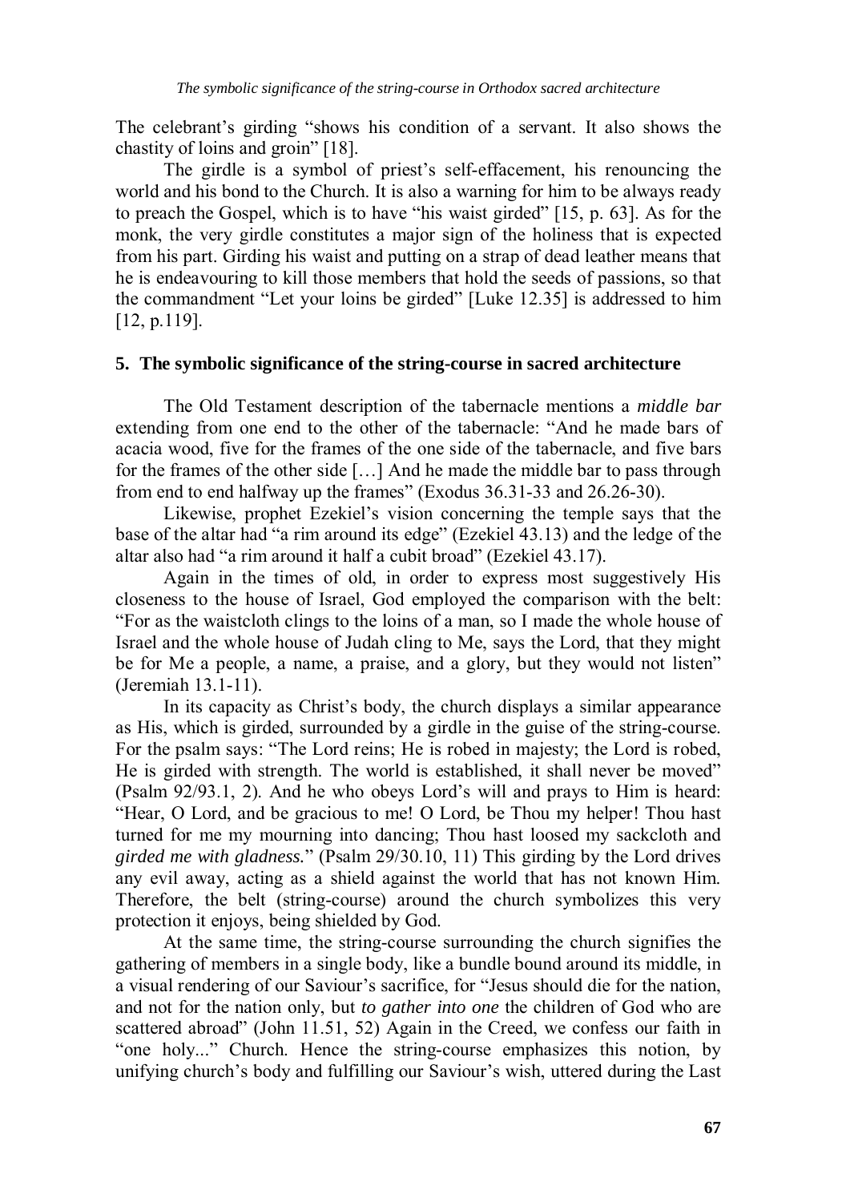The celebrant's girding "shows his condition of a servant. It also shows the chastity of loins and groin" [18].

The girdle is a symbol of priest's self-effacement, his renouncing the world and his bond to the Church. It is also a warning for him to be always ready to preach the Gospel, which is to have "his waist girded" [15, p. 63]. As for the monk, the very girdle constitutes a major sign of the holiness that is expected from his part. Girding his waist and putting on a strap of dead leather means that he is endeavouring to kill those members that hold the seeds of passions, so that the commandment "Let your loins be girded" [Luke 12.35] is addressed to him [12, p.119].

## 5. The symbolic significance of the string-course in sacred architecture

The Old Testament description of the tabernacle mentions a *middle bar* extending from one end to the other of the tabernacle: "And he made bars of acacia wood, five for the frames of the one side of the tabernacle, and five bars for the frames of the other side […] And he made the middle bar to pass through from end to end halfway up the frames" (Exodus 36.31-33 and 26.26-30).

Likewise, prophet Ezekiel's vision concerning the temple says that the base of the altar had "a rim around its edge" (Ezekiel 43.13) and the ledge of the altar also had "a rim around it half a cubit broad" (Ezekiel 43.17).

Again in the times of old, in order to express most suggestively His closeness to the house of Israel, God employed the comparison with the belt: "For as the waistcloth clings to the loins of a man, so I made the whole house of Israel and the whole house of Judah cling to Me, says the Lord, that they might be for Me a people, a name, a praise, and a glory, but they would not listen" (Jeremiah 13.1-11).

In its capacity as Christ's body, the church displays a similar appearance as His, which is girded, surrounded by a girdle in the guise of the string-course. For the psalm says: "The Lord reins; He is robed in majesty; the Lord is robed, He is girded with strength. The world is established, it shall never be moved" (Psalm 92/93.1, 2). And he who obeys Lord's will and prays to Him is heard: "Hear, O Lord, and be gracious to me! O Lord, be Thou my helper! Thou hast turned for me my mourning into dancing; Thou hast loosed my sackcloth and *girded me with gladness.*" (Psalm 29/30.10, 11) This girding by the Lord drives any evil away, acting as a shield against the world that has not known Him. Therefore, the belt (string-course) around the church symbolizes this very protection it enjoys, being shielded by God.

At the same time, the string-course surrounding the church signifies the gathering of members in a single body, like a bundle bound around its middle, in a visual rendering of our Saviour's sacrifice, for "Jesus should die for the nation, and not for the nation only, but *to gather into one* the children of God who are scattered abroad" (John 11.51, 52) Again in the Creed, we confess our faith in "one holy..." Church. Hence the string-course emphasizes this notion, by unifying church's body and fulfilling our Saviour's wish, uttered during the Last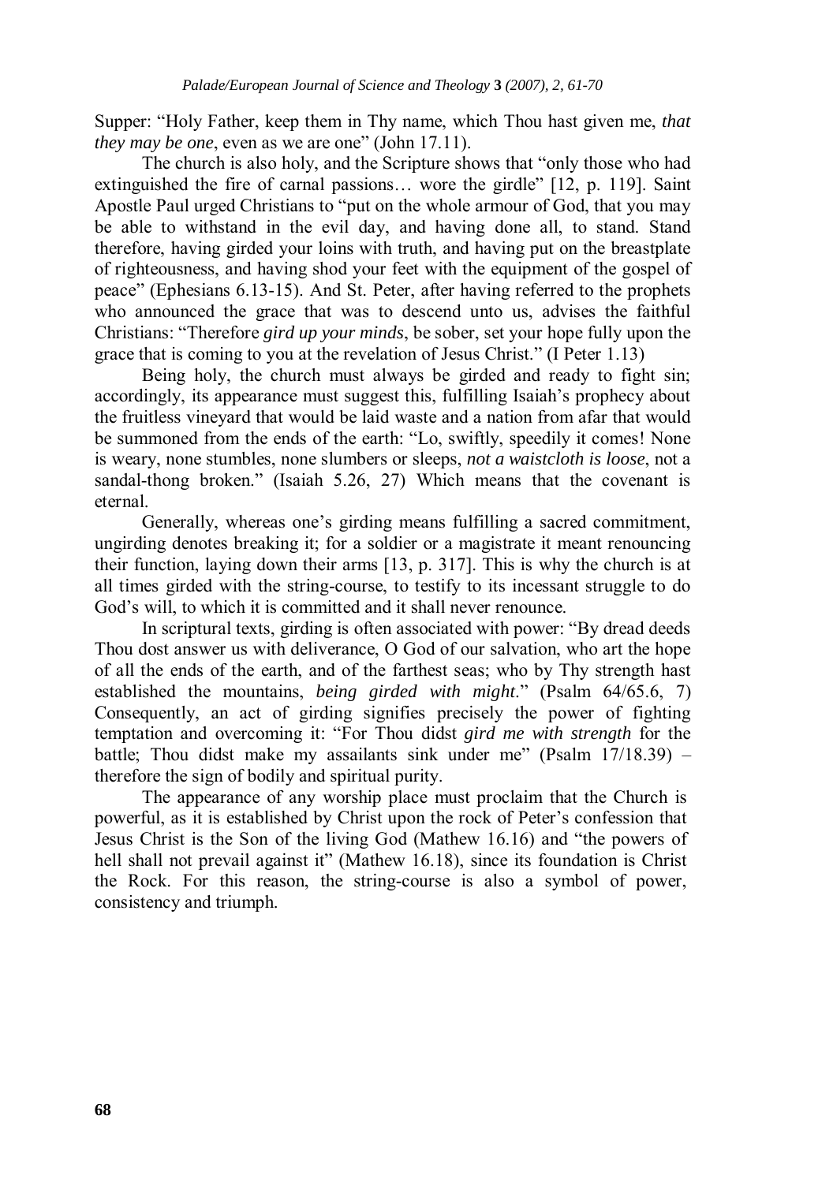Supper: "Holy Father, keep them in Thy name, which Thou hast given me, *that they may be one*, even as we are one" (John 17.11).

The church is also holy, and the Scripture shows that "only those who had extinguished the fire of carnal passions… wore the girdle" [12, p. 119]. Saint Apostle Paul urged Christians to "put on the whole armour of God, that you may be able to withstand in the evil day, and having done all, to stand. Stand therefore, having girded your loins with truth, and having put on the breastplate of righteousness, and having shod your feet with the equipment of the gospel of peace" (Ephesians 6.13-15). And St. Peter, after having referred to the prophets who announced the grace that was to descend unto us, advises the faithful Christians: "Therefore *gird up your minds*, be sober, set your hope fully upon the grace that is coming to you at the revelation of Jesus Christ." (I Peter 1.13)

Being holy, the church must always be girded and ready to fight sin; accordingly, its appearance must suggest this, fulfilling Isaiah's prophecy about the fruitless vineyard that would be laid waste and a nation from afar that would be summoned from the ends of the earth: "Lo, swiftly, speedily it comes! None is weary, none stumbles, none slumbers or sleeps, *not a waistcloth is loose*, not a sandal-thong broken." (Isaiah 5.26, 27) Which means that the covenant is eternal.

Generally, whereas one's girding means fulfilling a sacred commitment, ungirding denotes breaking it; for a soldier or a magistrate it meant renouncing their function, laying down their arms [13, p. 317]. This is why the church is at all times girded with the string-course, to testify to its incessant struggle to do God's will, to which it is committed and it shall never renounce.

In scriptural texts, girding is often associated with power: "By dread deeds Thou dost answer us with deliverance, O God of our salvation, who art the hope of all the ends of the earth, and of the farthest seas; who by Thy strength hast established the mountains, *being girded with might*." (Psalm 64/65.6, 7) Consequently, an act of girding signifies precisely the power of fighting temptation and overcoming it: "For Thou didst *gird me with strength* for the battle; Thou didst make my assailants sink under me" (Psalm 17/18.39) – therefore the sign of bodily and spiritual purity.

The appearance of any worship place must proclaim that the Church is powerful, as it is established by Christ upon the rock of Peter's confession that Jesus Christ is the Son of the living God (Mathew 16.16) and "the powers of hell shall not prevail against it" (Mathew 16.18), since its foundation is Christ the Rock. For this reason, the string-course is also a symbol of power, consistency and triumph.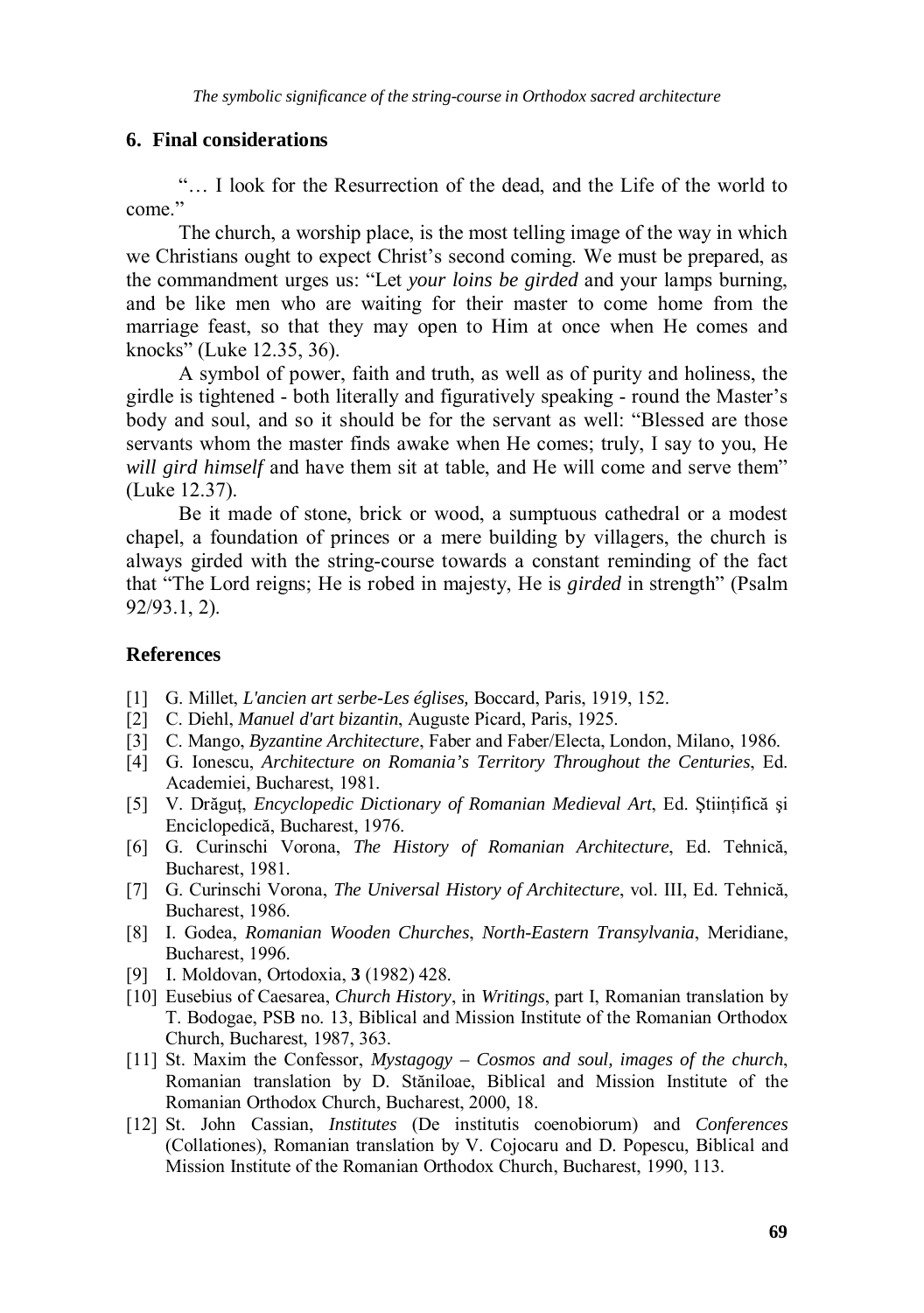## 6. Final considerations

"… I look for the Resurrection of the dead, and the Life of the world to come."

The church, a worship place, is the most telling image of the way in which we Christians ought to expect Christ's second coming. We must be prepared, as the commandment urges us: "Let *your loins be girded* and your lamps burning, and be like men who are waiting for their master to come home from the marriage feast, so that they may open to Him at once when He comes and knocks" (Luke 12.35, 36).

A symbol of power, faith and truth, as well as of purity and holiness, the girdle is tightened - both literally and figuratively speaking - round the Master's body and soul, and so it should be for the servant as well: "Blessed are those servants whom the master finds awake when He comes; truly, I say to you, He *will gird himself* and have them sit at table, and He will come and serve them" (Luke 12.37).

Be it made of stone, brick or wood, a sumptuous cathedral or a modest chapel, a foundation of princes or a mere building by villagers, the church is always girded with the string-course towards a constant reminding of the fact that "The Lord reigns; He is robed in majesty, He is *girded* in strength" (Psalm 92/93.1, 2).

## References

[1] G. Millet, *L'ancien art serbe-Les églises,* Boccard, Paris, 1919, 152.

[2] C. Diehl, *Manuel d'art bizantin*, Auguste Picard, Paris, 1925.

[3] C. Mango, *Byzantine Architecture*, Faber and Faber/Electa, London, Milano, 1986.

[4] G. Ionescu, *Architecture on Romania's Territory Throughout the Centuries*, Ed. Academiei, Bucharest, 1981.

[5] V. Drăguț, *Encyclopedic Dictionary of Romanian Medieval Art*, Ed. Științifică şi Enciclopedică, Bucharest, 1976.

[6] G. Curinschi Vorona, *The History of Romanian Architecture*, Ed. Tehnică, Bucharest, 1981.

[7] G. Curinschi Vorona, *The Universal History of Architecture*, vol. III, Ed. Tehnică, Bucharest, 1986.

[8] I. Godea, *Romanian Wooden Churches*, *North-Eastern Transylvania*, Meridiane, Bucharest, 1996.

[9] I. Moldovan, Ortodoxia, **3** (1982) 428.

[10] Eusebius of Caesarea, *Church History*, in *Writings*, part I, Romanian translation by T. Bodogae, PSB no. 13, Biblical and Mission Institute of the Romanian Orthodox Church, Bucharest, 1987, 363.

[11] St. Maxim the Confessor, *Mystagogy – Cosmos and soul, images of the church*, Romanian translation by D. Stăniloae, Biblical and Mission Institute of the Romanian Orthodox Church, Bucharest, 2000, 18.

[12] St. John Cassian, *Institutes* (De institutis coenobiorum) and *Conferences* (Collationes), Romanian translation by V. Cojocaru and D. Popescu, Biblical and Mission Institute of the Romanian Orthodox Church, Bucharest, 1990, 113.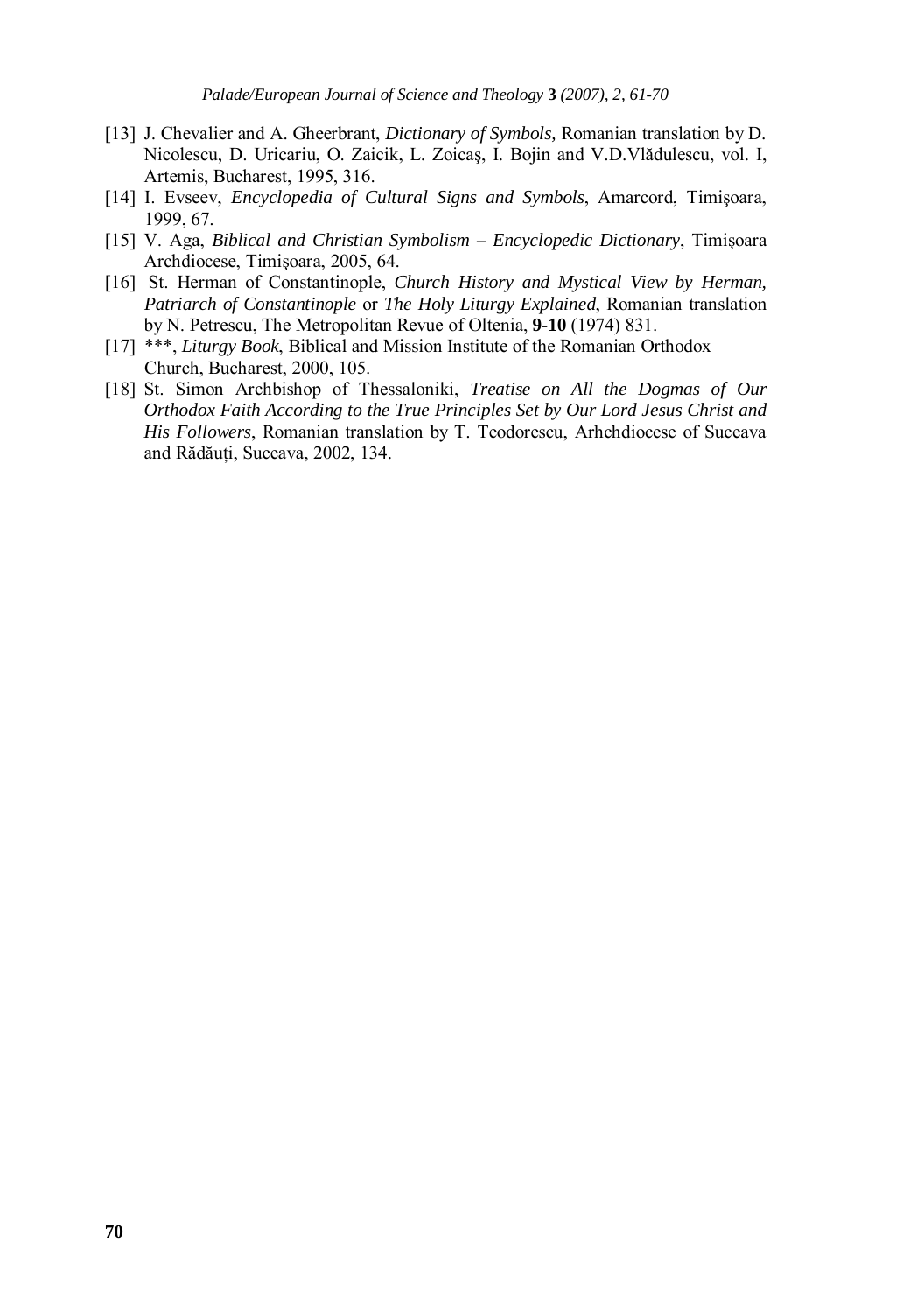[13] J. Chevalier and A. Gheerbrant, *Dictionary of Symbols,* Romanian translation by D. Nicolescu, D. Uricariu, O. Zaicik, L. Zoicaş, I. Bojin and V.D.Vlădulescu, vol. I, Artemis, Bucharest, 1995, 316.

[14] I. Evseev, *Encyclopedia of Cultural Signs and Symbols*, Amarcord, Timişoara, 1999, 67.

[15] V. Aga, *Biblical and Christian Symbolism – Encyclopedic Dictionary*, Timişoara Archdiocese, Timişoara, 2005, 64.

[16] St. Herman of Constantinople, *Church History and Mystical View by Herman, Patriarch of Constantinople* or *The Holy Liturgy Explained*, Romanian translation by N. Petrescu, The Metropolitan Revue of Oltenia, **9-10** (1974) 831.

[17] ***, *Liturgy Book*, Biblical and Mission Institute of the Romanian Orthodox Church, Bucharest, 2000, 105.

[18] St. Simon Archbishop of Thessaloniki, *Treatise on All the Dogmas of Our Orthodox Faith According to the True Principles Set by Our Lord Jesus Christ and His Followers*, Romanian translation by T. Teodorescu, Arhchdiocese of Suceava and Rădăuți, Suceava, 2002, 134.